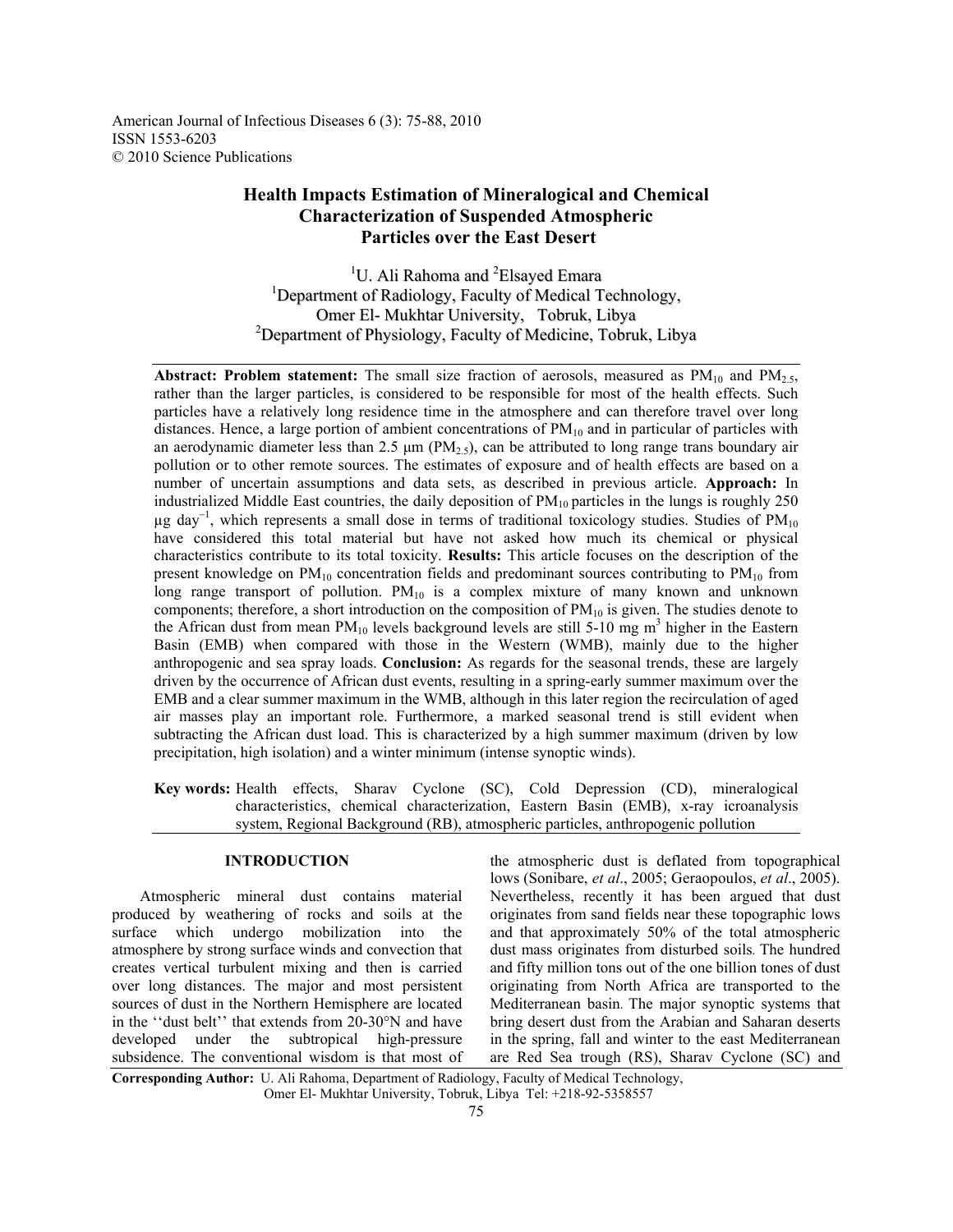# Health Impacts Estimation of Mineralogical and Chemical Characterization of Suspended Atmospheric Particles over the East Desert

[1]U. Ali Rahoma and [2]Elsayed Emara

[1]Department of Radiology, Faculty of Medical Technology, Omer El- Mukhtar University, Tobruk, Libya

[2]Department of Physiology, Faculty of Medicine, Tobruk, Libya

**Abstract: Problem statement:** The small size fraction of aerosols, measured as $PM_{10}$ and $PM_{2.5}$, rather than the larger particles, is considered to be responsible for most of the health effects. Such particles have a relatively long residence time in the atmosphere and can therefore travel over long distances. Hence, a large portion of ambient concentrations of $PM_{10}$ and in particular of particles with an aerodynamic diameter less than 2.5 µm ($PM_{2.5}$), can be attributed to long range trans boundary air pollution or to other remote sources. The estimates of exposure and of health effects are based on a number of uncertain assumptions and data sets, as described in previous article. **Approach:** In industrialized Middle East countries, the daily deposition of $PM_{10}$ particles in the lungs is roughly 250 µg $day^{-1}$, which represents a small dose in terms of traditional toxicology studies. Studies of $PM_{10}$ have considered this total material but have not asked how much its chemical or physical characteristics contribute to its total toxicity. **Results:** This article focuses on the description of the present knowledge on $PM_{10}$ concentration fields and predominant sources contributing to $PM_{10}$ from long range transport of pollution. $PM_{10}$ is a complex mixture of many known and unknown components; therefore, a short introduction on the composition of $PM_{10}$ is given. The studies denote to the African dust from mean $PM_{10}$ levels background levels are still 5-10 mg $m^3$ higher in the Eastern Basin (EMB) when compared with those in the Western (WMB), mainly due to the higher anthropogenic and sea spray loads. **Conclusion:** As regards for the seasonal trends, these are largely driven by the occurrence of African dust events, resulting in a spring-early summer maximum over the EMB and a clear summer maximum in the WMB, although in this later region the recirculation of aged air masses play an important role. Furthermore, a marked seasonal trend is still evident when subtracting the African dust load. This is characterized by a high summer maximum (driven by low precipitation, high isolation) and a winter minimum (intense synoptic winds).

**Key words:** Health effects, Sharav Cyclone (SC), Cold Depression (CD), mineralogical characteristics, chemical characterization, Eastern Basin (EMB), x-ray icroanalysis system, Regional Background (RB), atmospheric particles, anthropogenic pollution

## INTRODUCTION

Atmospheric mineral dust contains material produced by weathering of rocks and soils at the surface which undergo mobilization into the atmosphere by strong surface winds and convection that creates vertical turbulent mixing and then is carried over long distances. The major and most persistent sources of dust in the Northern Hemisphere are located in the ''dust belt'' that extends from 20-30°N and have developed under the subtropical high-pressure subsidence. The conventional wisdom is that most of the atmospheric dust is deflated from topographical lows (Sonibare, *et al*., 2005; Geraopoulos, *et al*., 2005). Nevertheless, recently it has been argued that dust originates from sand fields near these topographic lows and that approximately 50% of the total atmospheric dust mass originates from disturbed soils. The hundred and fifty million tons out of the one billion tones of dust originating from North Africa are transported to the Mediterranean basin. The major synoptic systems that bring desert dust from the Arabian and Saharan deserts in the spring, fall and winter to the east Mediterranean are Red Sea trough (RS), Sharav Cyclone (SC) and

**Corresponding Author:** U. Ali Rahoma, Department of Radiology, Faculty of Medical Technology, Omer El- Mukhtar University, Tobruk, Libya Tel: +218-92-5358557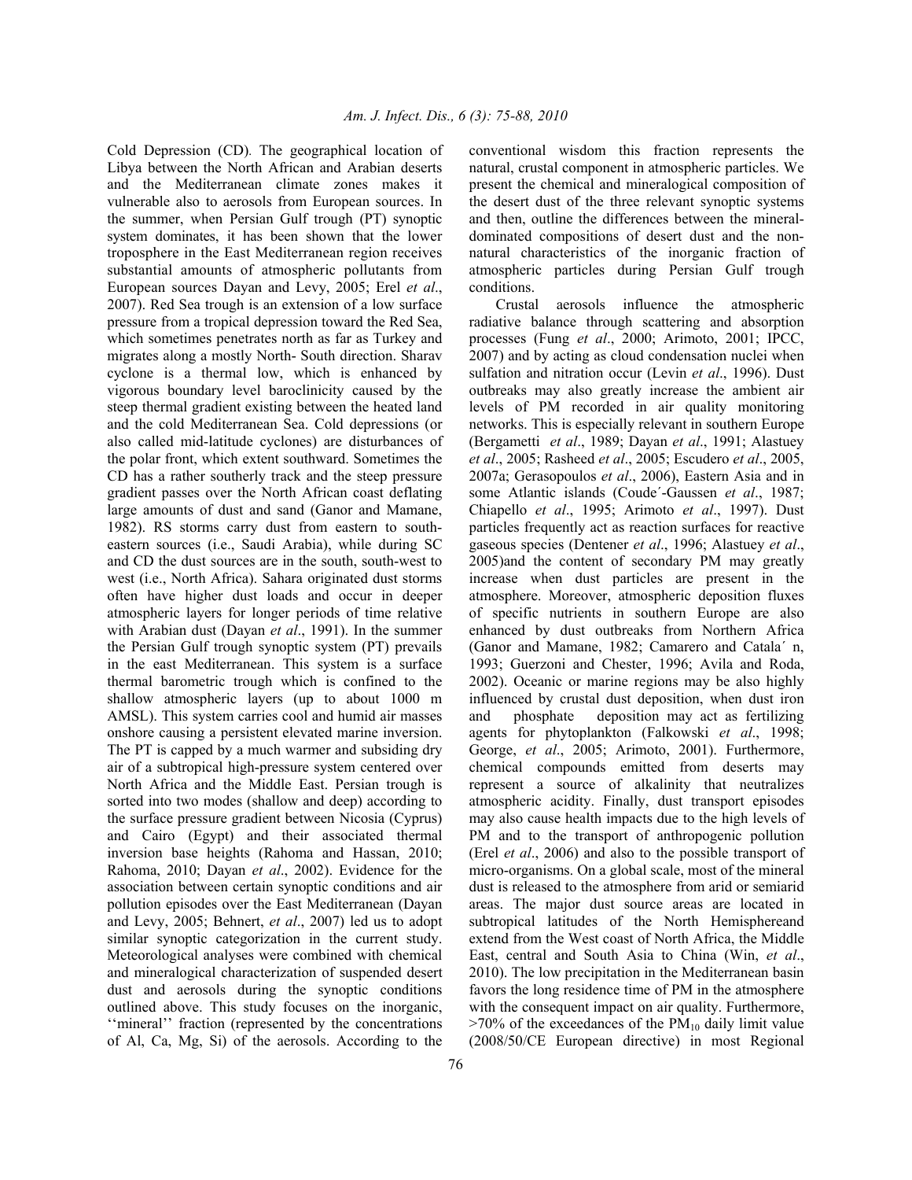Cold Depression (CD). The geographical location of Libya between the North African and Arabian deserts and the Mediterranean climate zones makes it vulnerable also to aerosols from European sources. In the summer, when Persian Gulf trough (PT) synoptic system dominates, it has been shown that the lower troposphere in the East Mediterranean region receives substantial amounts of atmospheric pollutants from European sources Dayan and Levy, 2005; Erel *et al*., 2007). Red Sea trough is an extension of a low surface pressure from a tropical depression toward the Red Sea, which sometimes penetrates north as far as Turkey and migrates along a mostly North- South direction. Sharav cyclone is a thermal low, which is enhanced by vigorous boundary level baroclinicity caused by the steep thermal gradient existing between the heated land and the cold Mediterranean Sea. Cold depressions (or also called mid-latitude cyclones) are disturbances of the polar front, which extent southward. Sometimes the CD has a rather southerly track and the steep pressure gradient passes over the North African coast deflating large amounts of dust and sand (Ganor and Mamane, 1982). RS storms carry dust from eastern to south-eastern sources (i.e., Saudi Arabia), while during SC and CD the dust sources are in the south, south-west to west (i.e., North Africa). Sahara originated dust storms often have higher dust loads and occur in deeper atmospheric layers for longer periods of time relative with Arabian dust (Dayan *et al*., 1991). In the summer the Persian Gulf trough synoptic system (PT) prevails in the east Mediterranean. This system is a surface thermal barometric trough which is confined to the shallow atmospheric layers (up to about 1000 m AMSL). This system carries cool and humid air masses onshore causing a persistent elevated marine inversion. The PT is capped by a much warmer and subsiding dry air of a subtropical high-pressure system centered over North Africa and the Middle East. Persian trough is sorted into two modes (shallow and deep) according to the surface pressure gradient between Nicosia (Cyprus) and Cairo (Egypt) and their associated thermal inversion base heights (Rahoma and Hassan, 2010; Rahoma, 2010; Dayan *et al*., 2002). Evidence for the association between certain synoptic conditions and air pollution episodes over the East Mediterranean (Dayan and Levy, 2005; Behnert, *et al*., 2007) led us to adopt similar synoptic categorization in the current study. Meteorological analyses were combined with chemical and mineralogical characterization of suspended desert dust and aerosols during the synoptic conditions outlined above. This study focuses on the inorganic, ''mineral'' fraction (represented by the concentrations of Al, Ca, Mg, Si) of the aerosols. According to the conventional wisdom this fraction represents the natural, crustal component in atmospheric particles. We present the chemical and mineralogical composition of the desert dust of the three relevant synoptic systems and then, outline the differences between the mineral-dominated compositions of desert dust and the non-natural characteristics of the inorganic fraction of atmospheric particles during Persian Gulf trough conditions.

Crustal aerosols influence the atmospheric radiative balance through scattering and absorption processes (Fung *et al*., 2000; Arimoto, 2001; IPCC, 2007) and by acting as cloud condensation nuclei when sulfation and nitration occur (Levin *et al*., 1996). Dust outbreaks may also greatly increase the ambient air levels of PM recorded in air quality monitoring networks. This is especially relevant in southern Europe (Bergametti *et al*., 1989; Dayan *et al*., 1991; Alastuey *et al*., 2005; Rasheed *et al*., 2005; Escudero *et al*., 2005, 2007a; Gerasopoulos *et al*., 2006), Eastern Asia and in some Atlantic islands (Coude´-Gaussen *et al*., 1987; Chiapello *et al*., 1995; Arimoto *et al*., 1997). Dust particles frequently act as reaction surfaces for reactive gaseous species (Dentener *et al*., 1996; Alastuey *et al*., 2005)and the content of secondary PM may greatly increase when dust particles are present in the atmosphere. Moreover, atmospheric deposition fluxes of specific nutrients in southern Europe are also enhanced by dust outbreaks from Northern Africa (Ganor and Mamane, 1982; Camarero and Catala´ n, 1993; Guerzoni and Chester, 1996; Avila and Roda, 2002). Oceanic or marine regions may be also highly influenced by crustal dust deposition, when dust iron and phosphate deposition may act as fertilizing agents for phytoplankton (Falkowski *et al*., 1998; George, *et al*., 2005; Arimoto, 2001). Furthermore, chemical compounds emitted from deserts may represent a source of alkalinity that neutralizes atmospheric acidity. Finally, dust transport episodes may also cause health impacts due to the high levels of PM and to the transport of anthropogenic pollution (Erel *et al*., 2006) and also to the possible transport of micro-organisms. On a global scale, most of the mineral dust is released to the atmosphere from arid or semiarid areas. The major dust source areas are located in subtropical latitudes of the North Hemisphereand extend from the West coast of North Africa, the Middle East, central and South Asia to China (Win, *et al*., 2010). The low precipitation in the Mediterranean basin favors the long residence time of PM in the atmosphere with the consequent impact on air quality. Furthermore, >70% of the exceedances of the $PM_{10}$ daily limit value (2008/50/CE European directive) in most Regional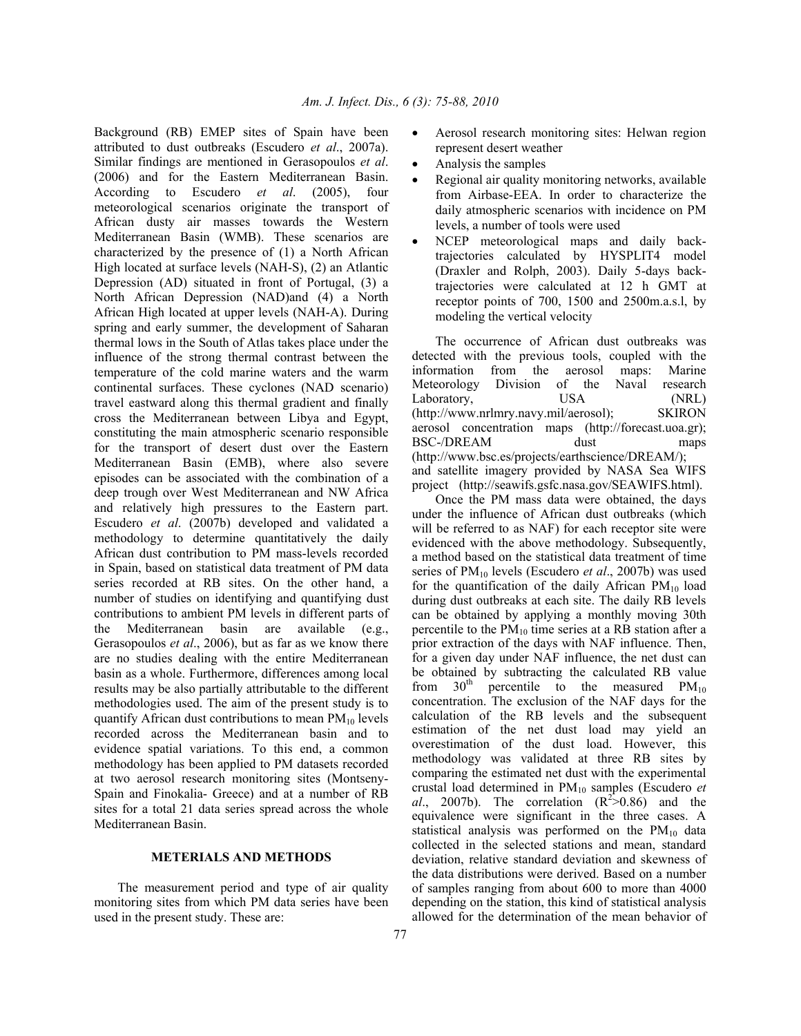Background (RB) EMEP sites of Spain have been attributed to dust outbreaks (Escudero *et al*., 2007a). Similar findings are mentioned in Gerasopoulos *et al*. (2006) and for the Eastern Mediterranean Basin. According to Escudero *et al*. (2005), four meteorological scenarios originate the transport of African dusty air masses towards the Western Mediterranean Basin (WMB). These scenarios are characterized by the presence of (1) a North African High located at surface levels (NAH-S), (2) an Atlantic Depression (AD) situated in front of Portugal, (3) a North African Depression (NAD)and (4) a North African High located at upper levels (NAH-A). During spring and early summer, the development of Saharan thermal lows in the South of Atlas takes place under the influence of the strong thermal contrast between the temperature of the cold marine waters and the warm continental surfaces. These cyclones (NAD scenario) travel eastward along this thermal gradient and finally cross the Mediterranean between Libya and Egypt, constituting the main atmospheric scenario responsible for the transport of desert dust over the Eastern Mediterranean Basin (EMB), where also severe episodes can be associated with the combination of a deep trough over West Mediterranean and NW Africa and relatively high pressures to the Eastern part. Escudero *et al*. (2007b) developed and validated a methodology to determine quantitatively the daily African dust contribution to PM mass-levels recorded in Spain, based on statistical data treatment of PM data series recorded at RB sites. On the other hand, a number of studies on identifying and quantifying dust contributions to ambient PM levels in different parts of the Mediterranean basin are available (e.g., Gerasopoulos *et al*., 2006), but as far as we know there are no studies dealing with the entire Mediterranean basin as a whole. Furthermore, differences among local results may be also partially attributable to the different methodologies used. The aim of the present study is to quantify African dust contributions to mean $PM_{10}$ levels recorded across the Mediterranean basin and to evidence spatial variations. To this end, a common methodology has been applied to PM datasets recorded at two aerosol research monitoring sites (Montseny-Spain and Finokalia- Greece) and at a number of RB sites for a total 21 data series spread across the whole Mediterranean Basin.

## METERIALS AND METHODS

The measurement period and type of air quality monitoring sites from which PM data series have been used in the present study. These are:

- Aerosol research monitoring sites: Helwan region represent desert weather
- Analysis the samples
- Regional air quality monitoring networks, available from Airbase-EEA. In order to characterize the daily atmospheric scenarios with incidence on PM levels, a number of tools were used
- NCEP meteorological maps and daily back-trajectories calculated by HYSPLIT4 model (Draxler and Rolph, 2003). Daily 5-days back-trajectories were calculated at 12 h GMT at receptor points of 700, 1500 and 2500m.a.s.l, by modeling the vertical velocity

The occurrence of African dust outbreaks was detected with the previous tools, coupled with the information from the aerosol maps: Marine Meteorology Division of the Naval research Laboratory, USA (NRL) (http://www.nrlmry.navy.mil/aerosol); SKIRON aerosol concentration maps (http://forecast.uoa.gr); BSC-/DREAM dust maps (http://www.bsc.es/projects/earthscience/DREAM/); and satellite imagery provided by NASA Sea WIFS project (http://seawifs.gsfc.nasa.gov/SEAWIFS.html).

Once the PM mass data were obtained, the days under the influence of African dust outbreaks (which will be referred to as NAF) for each receptor site were evidenced with the above methodology. Subsequently, a method based on the statistical data treatment of time series of $PM_{10}$ levels (Escudero *et al*., 2007b) was used for the quantification of the daily African $PM_{10}$ load during dust outbreaks at each site. The daily RB levels can be obtained by applying a monthly moving 30th percentile to the $PM_{10}$ time series at a RB station after a prior extraction of the days with NAF influence. Then, for a given day under NAF influence, the net dust can be obtained by subtracting the calculated RB value from $30^{th}$ percentile to the measured $PM_{10}$ concentration. The exclusion of the NAF days for the calculation of the RB levels and the subsequent estimation of the net dust load may yield an overestimation of the dust load. However, this methodology was validated at three RB sites by comparing the estimated net dust with the experimental crustal load determined in $PM_{10}$ samples (Escudero *et al*., 2007b). The correlation ($R^2$>0.86) and the equivalence were significant in the three cases. A statistical analysis was performed on the $PM_{10}$ data collected in the selected stations and mean, standard deviation, relative standard deviation and skewness of the data distributions were derived. Based on a number of samples ranging from about 600 to more than 4000 depending on the station, this kind of statistical analysis allowed for the determination of the mean behavior of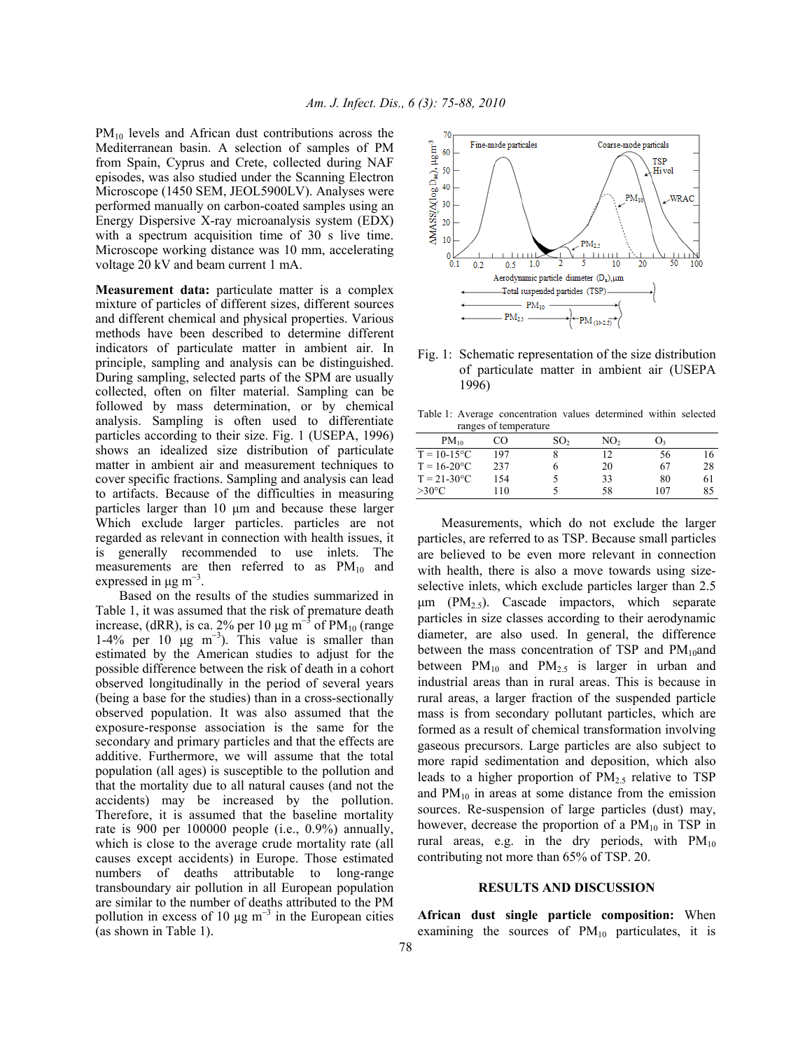$PM_{10}$ levels and African dust contributions across the Mediterranean basin. A selection of samples of PM from Spain, Cyprus and Crete, collected during NAF episodes, was also studied under the Scanning Electron Microscope (1450 SEM, JEOL5900LV). Analyses were performed manually on carbon-coated samples using an Energy Dispersive X-ray microanalysis system (EDX) with a spectrum acquisition time of 30 s live time. Microscope working distance was 10 mm, accelerating voltage 20 kV and beam current 1 mA.

**Measurement data:** particulate matter is a complex mixture of particles of different sizes, different sources and different chemical and physical properties. Various methods have been described to determine different indicators of particulate matter in ambient air. In principle, sampling and analysis can be distinguished. During sampling, selected parts of the SPM are usually collected, often on filter material. Sampling can be followed by mass determination, or by chemical analysis. Sampling is often used to differentiate particles according to their size. Fig. 1 (USEPA, 1996) shows an idealized size distribution of particulate matter in ambient air and measurement techniques to cover specific fractions. Sampling and analysis can lead to artifacts. Because of the difficulties in measuring particles larger than 10 µm and because these larger Which exclude larger particles. particles are not regarded as relevant in connection with health issues, it is generally recommended to use inlets. The measurements are then referred to as $PM_{10}$ and expressed in µg $m^{-3}$.

Based on the results of the studies summarized in Table 1, it was assumed that the risk of premature death increase, (dRR), is ca. 2% per 10 µg $m^{-3}$ of $PM_{10}$ (range 1-4% per 10 µg $m^{-3}$). This value is smaller than estimated by the American studies to adjust for the possible difference between the risk of death in a cohort observed longitudinally in the period of several years (being a base for the studies) than in a cross-sectionally observed population. It was also assumed that the exposure-response association is the same for the secondary and primary particles and that the effects are additive. Furthermore, we will assume that the total population (all ages) is susceptible to the pollution and that the mortality due to all natural causes (and not the accidents) may be increased by the pollution. Therefore, it is assumed that the baseline mortality rate is 900 per 100000 people (i.e., 0.9%) annually, which is close to the average crude mortality rate (all causes except accidents) in Europe. Those estimated numbers of deaths attributable to long-range transboundary air pollution in all European population are similar to the number of deaths attributed to the PM pollution in excess of 10 µg $m^{-3}$ in the European cities (as shown in Table 1).

Fig. 1: Schematic representation of the size distribution of particulate matter in ambient air (USEPA 1996)

Table 1: Average concentration values determined within selected ranges of temperature

| $PM_{10}$ | CO | $SO_2$ | $NO_2$ | $O_3$ | |
|---|---|---|---|---|---|
| T = 10-15°C | 197 | 8 | 12 | 56 | 16 |
| T = 16-20°C | 237 | 6 | 20 | 67 | 28 |
| T = 21-30°C | 154 | 5 | 33 | 80 | 61 |
| >30°C | 110 | 5 | 58 | 107 | 85 |

Measurements, which do not exclude the larger particles, are referred to as TSP. Because small particles are believed to be even more relevant in connection with health, there is also a move towards using size-selective inlets, which exclude particles larger than 2.5 µm ($PM_{2.5}$). Cascade impactors, which separate particles in size classes according to their aerodynamic diameter, are also used. In general, the difference between the mass concentration of TSP and $PM_{10}$and between $PM_{10}$ and $PM_{2.5}$ is larger in urban and industrial areas than in rural areas. This is because in rural areas, a larger fraction of the suspended particle mass is from secondary pollutant particles, which are formed as a result of chemical transformation involving gaseous precursors. Large particles are also subject to more rapid sedimentation and deposition, which also leads to a higher proportion of $PM_{2.5}$ relative to TSP and $PM_{10}$ in areas at some distance from the emission sources. Re-suspension of large particles (dust) may, however, decrease the proportion of a $PM_{10}$ in TSP in rural areas, e.g. in the dry periods, with $PM_{10}$ contributing not more than 65% of TSP. 20.

## RESULTS AND DISCUSSION

**African dust single particle composition:** When examining the sources of $PM_{10}$ particulates, it is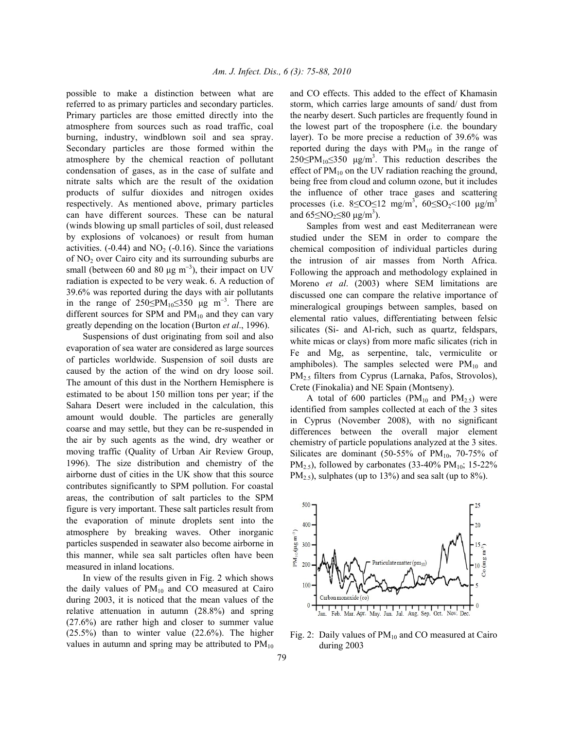possible to make a distinction between what are referred to as primary particles and secondary particles. Primary particles are those emitted directly into the atmosphere from sources such as road traffic, coal burning, industry, windblown soil and sea spray. Secondary particles are those formed within the atmosphere by the chemical reaction of pollutant condensation of gases, as in the case of sulfate and nitrate salts which are the result of the oxidation products of sulfur dioxides and nitrogen oxides respectively. As mentioned above, primary particles can have different sources. These can be natural (winds blowing up small particles of soil, dust released by explosions of volcanoes) or result from human activities. (-0.44) and $NO_2$ (-0.16). Since the variations of $NO_2$ over Cairo city and its surrounding suburbs are small (between 60 and 80 μg $m^{-3}$), their impact on UV radiation is expected to be very weak. 6. A reduction of 39.6% was reported during the days with air pollutants in the range of $250 \leq PM_{10} \leq 350$ μg $m^{-3}$. There are different sources for SPM and $PM_{10}$ and they can vary greatly depending on the location (Burton *et al*., 1996).

Suspensions of dust originating from soil and also evaporation of sea water are considered as large sources of particles worldwide. Suspension of soil dusts are caused by the action of the wind on dry loose soil. The amount of this dust in the Northern Hemisphere is estimated to be about 150 million tons per year; if the Sahara Desert were included in the calculation, this amount would double. The particles are generally coarse and may settle, but they can be re-suspended in the air by such agents as the wind, dry weather or moving traffic (Quality of Urban Air Review Group, 1996). The size distribution and chemistry of the airborne dust of cities in the UK show that this source contributes significantly to SPM pollution. For coastal areas, the contribution of salt particles to the SPM figure is very important. These salt particles result from the evaporation of minute droplets sent into the atmosphere by breaking waves. Other inorganic particles suspended in seawater also become airborne in this manner, while sea salt particles often have been measured in inland locations.

In view of the results given in Fig. 2 which shows the daily values of $PM_{10}$ and CO measured at Cairo during 2003, it is noticed that the mean values of the relative attenuation in autumn (28.8%) and spring (27.6%) are rather high and closer to summer value (25.5%) than to winter value (22.6%). The higher values in autumn and spring may be attributed to $PM_{10}$ and CO effects. This added to the effect of Khamasin storm, which carries large amounts of sand/ dust from the nearby desert. Such particles are frequently found in the lowest part of the troposphere (i.e. the boundary layer). To be more precise a reduction of 39.6% was reported during the days with $PM_{10}$ in the range of $250 \leq PM_{10} \leq 350$ μg/$m^3$. This reduction describes the effect of $PM_{10}$ on the UV radiation reaching the ground, being free from cloud and column ozone, but it includes the influence of other trace gases and scattering processes (i.e. $8 \leq CO \leq 12$ mg/$m^3$, $60 \leq SO_2 < 100$ μg/$m^3$ and $65 \leq NO_2 \leq 80$ μg/$m^3$).

Samples from west and east Mediterranean were studied under the SEM in order to compare the chemical composition of individual particles during the intrusion of air masses from North Africa. Following the approach and methodology explained in Moreno *et al*. (2003) where SEM limitations are discussed one can compare the relative importance of mineralogical groupings between samples, based on elemental ratio values, differentiating between felsic silicates (Si- and Al-rich, such as quartz, feldspars, white micas or clays) from more mafic silicates (rich in Fe and Mg, as serpentine, talc, vermiculite or amphiboles). The samples selected were $PM_{10}$ and $PM_{2.5}$ filters from Cyprus (Larnaka, Pafos, Strovolos), Crete (Finokalia) and NE Spain (Montseny).

A total of 600 particles ($PM_{10}$ and $PM_{2.5}$) were identified from samples collected at each of the 3 sites in Cyprus (November 2008), with no significant differences between the overall major element chemistry of particle populations analyzed at the 3 sites. Silicates are dominant (50-55% of $PM_{10}$, 70-75% of $PM_{2.5}$), followed by carbonates (33-40% $PM_{10}$; 15-22% $PM_{2.5}$), sulphates (up to 13%) and sea salt (up to 8%).

Fig. 2: Daily values of $PM_{10}$ and CO measured at Cairo during 2003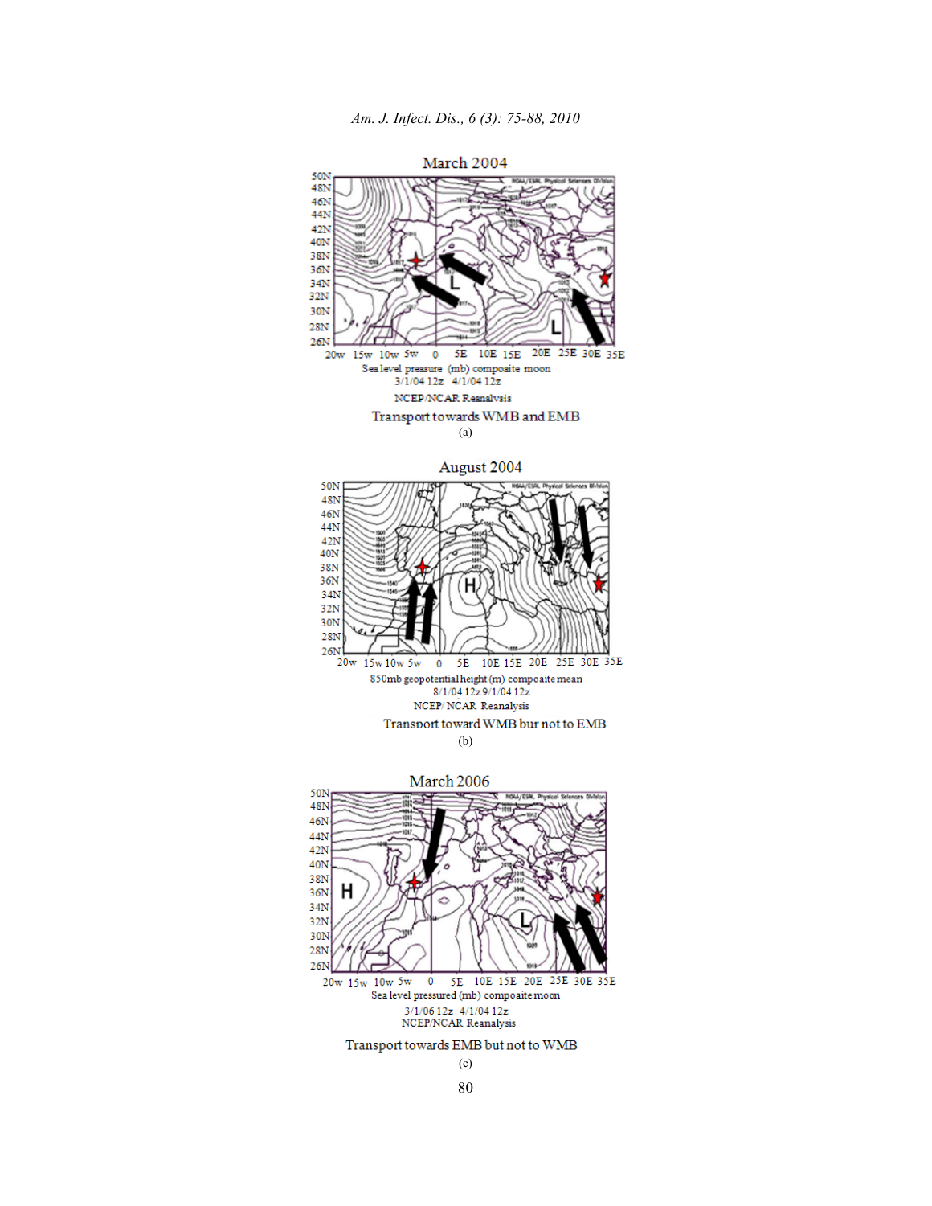March 2004

Sea level pressure (mb) composite moon
3/1/04 12z 4/1/04 12z
NCEP/NCAR Reanalysis

Transport towards WMB and EMB

(a)

August 2004

850mb geopotential height (m) compoaite mean
8/1/04 12z 9/1/04 12z
NCEP/ NCAR Reanalysis

Transport toward WMB bur not to EMB

(b)

March 2006

Sea level pressured (mb) compoaite moon
3/1/06 12z 4/1/04 12z
NCEP/NCAR Reanalysis

Transport towards EMB but not to WMB

(c)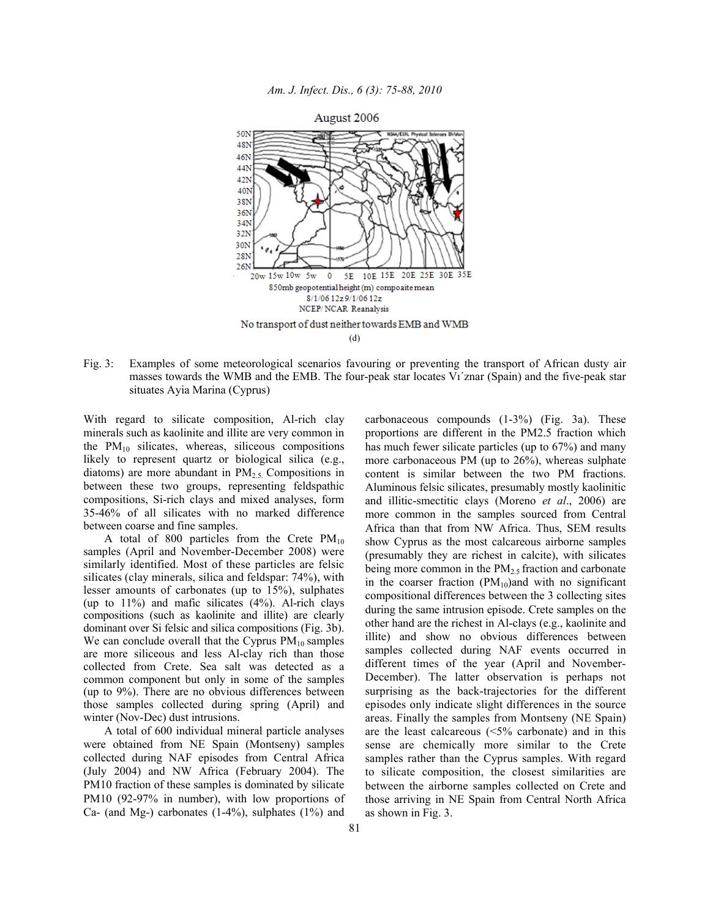August 2006

850mb geopotential height (m) compoaite mean
8/1/06 12z 9/1/06 12z
NCEP/NCAR Reanalysis

No transport of dust neither towards EMB and WMB

(d)

Fig. 3: Examples of some meteorological scenarios favouring or preventing the transport of African dusty air masses towards the WMB and the EMB. The four-peak star locates Vı´znar (Spain) and the five-peak star situates Ayia Marina (Cyprus)

With regard to silicate composition, Al-rich clay minerals such as kaolinite and illite are very common in the $PM_{10}$ silicates, whereas, siliceous compositions likely to represent quartz or biological silica (e.g., diatoms) are more abundant in $PM_{2.5}$. Compositions in between these two groups, representing feldspathic compositions, Si-rich clays and mixed analyses, form 35-46% of all silicates with no marked difference between coarse and fine samples.

A total of 800 particles from the Crete $PM_{10}$ samples (April and November-December 2008) were similarly identified. Most of these particles are felsic silicates (clay minerals, silica and feldspar: 74%), with lesser amounts of carbonates (up to 15%), sulphates (up to 11%) and mafic silicates (4%). Al-rich clays compositions (such as kaolinite and illite) are clearly dominant over Si felsic and silica compositions (Fig. 3b). We can conclude overall that the Cyprus $PM_{10}$ samples are more siliceous and less Al-clay rich than those collected from Crete. Sea salt was detected as a common component but only in some of the samples (up to 9%). There are no obvious differences between those samples collected during spring (April) and winter (Nov-Dec) dust intrusions.

A total of 600 individual mineral particle analyses were obtained from NE Spain (Montseny) samples collected during NAF episodes from Central Africa (July 2004) and NW Africa (February 2004). The PM10 fraction of these samples is dominated by silicate PM10 (92-97% in number), with low proportions of Ca- (and Mg-) carbonates (1-4%), sulphates (1%) and carbonaceous compounds (1-3%) (Fig. 3a). These proportions are different in the PM2.5 fraction which has much fewer silicate particles (up to 67%) and many more carbonaceous PM (up to 26%), whereas sulphate content is similar between the two PM fractions. Aluminous felsic silicates, presumably mostly kaolinitic and illitic-smectitic clays (Moreno *et al*., 2006) are more common in the samples sourced from Central Africa than that from NW Africa. Thus, SEM results show Cyprus as the most calcareous airborne samples (presumably they are richest in calcite), with silicates being more common in the $PM_{2.5}$ fraction and carbonate in the coarser fraction ($PM_{10}$)and with no significant compositional differences between the 3 collecting sites during the same intrusion episode. Crete samples on the other hand are the richest in Al-clays (e.g., kaolinite and illite) and show no obvious differences between samples collected during NAF events occurred in different times of the year (April and November-December). The latter observation is perhaps not surprising as the back-trajectories for the different episodes only indicate slight differences in the source areas. Finally the samples from Montseny (NE Spain) are the least calcareous (<5% carbonate) and in this sense are chemically more similar to the Crete samples rather than the Cyprus samples. With regard to silicate composition, the closest similarities are between the airborne samples collected on Crete and those arriving in NE Spain from Central North Africa as shown in Fig. 3.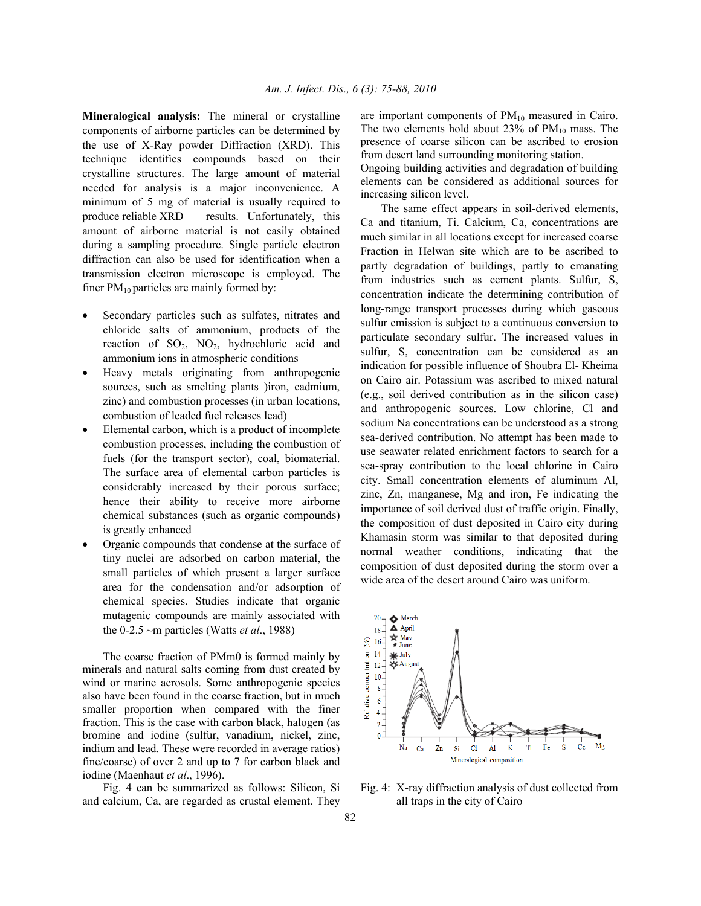**Mineralogical analysis:** The mineral or crystalline components of airborne particles can be determined by the use of X-Ray powder Diffraction (XRD). This technique identifies compounds based on their crystalline structures. The large amount of material needed for analysis is a major inconvenience. A minimum of 5 mg of material is usually required to produce reliable XRD results. Unfortunately, this amount of airborne material is not easily obtained during a sampling procedure. Single particle electron diffraction can also be used for identification when a transmission electron microscope is employed. The finer $PM_{10}$ particles are mainly formed by:

- Secondary particles such as sulfates, nitrates and chloride salts of ammonium, products of the reaction of $SO_2$, $NO_2$, hydrochloric acid and ammonium ions in atmospheric conditions
- Heavy metals originating from anthropogenic sources, such as smelting plants )iron, cadmium, zinc) and combustion processes (in urban locations, combustion of leaded fuel releases lead)
- Elemental carbon, which is a product of incomplete combustion processes, including the combustion of fuels (for the transport sector), coal, biomaterial. The surface area of elemental carbon particles is considerably increased by their porous surface; hence their ability to receive more airborne chemical substances (such as organic compounds) is greatly enhanced
- Organic compounds that condense at the surface of tiny nuclei are adsorbed on carbon material, the small particles of which present a larger surface area for the condensation and/or adsorption of chemical species. Studies indicate that organic mutagenic compounds are mainly associated with the 0-2.5 ~m particles (Watts *et al*., 1988)

The coarse fraction of PMm0 is formed mainly by minerals and natural salts coming from dust created by wind or marine aerosols. Some anthropogenic species also have been found in the coarse fraction, but in much smaller proportion when compared with the finer fraction. This is the case with carbon black, halogen (as bromine and iodine (sulfur, vanadium, nickel, zinc, indium and lead. These were recorded in average ratios) fine/coarse) of over 2 and up to 7 for carbon black and iodine (Maenhaut *et al*., 1996).

Fig. 4 can be summarized as follows: Silicon, Si and calcium, Ca, are regarded as crustal element. They are important components of $PM_{10}$ measured in Cairo. The two elements hold about 23% of $PM_{10}$ mass. The presence of coarse silicon can be ascribed to erosion from desert land surrounding monitoring station. Ongoing building activities and degradation of building elements can be considered as additional sources for increasing silicon level.

The same effect appears in soil-derived elements, Ca and titanium, Ti. Calcium, Ca, concentrations are much similar in all locations except for increased coarse Fraction in Helwan site which are to be ascribed to partly degradation of buildings, partly to emanating from industries such as cement plants. Sulfur, S, concentration indicate the determining contribution of long-range transport processes during which gaseous sulfur emission is subject to a continuous conversion to particulate secondary sulfur. The increased values in sulfur, S, concentration can be considered as an indication for possible influence of Shoubra El- Kheima on Cairo air. Potassium was ascribed to mixed natural (e.g., soil derived contribution as in the silicon case) and anthropogenic sources. Low chlorine, Cl and sodium Na concentrations can be understood as a strong sea-derived contribution. No attempt has been made to use seawater related enrichment factors to search for a sea-spray contribution to the local chlorine in Cairo city. Small concentration elements of aluminum Al, zinc, Zn, manganese, Mg and iron, Fe indicating the importance of soil derived dust of traffic origin. Finally, the composition of dust deposited in Cairo city during Khamasin storm was similar to that deposited during normal weather conditions, indicating that the composition of dust deposited during the storm over a wide area of the desert around Cairo was uniform.

Fig. 4: X-ray diffraction analysis of dust collected from all traps in the city of Cairo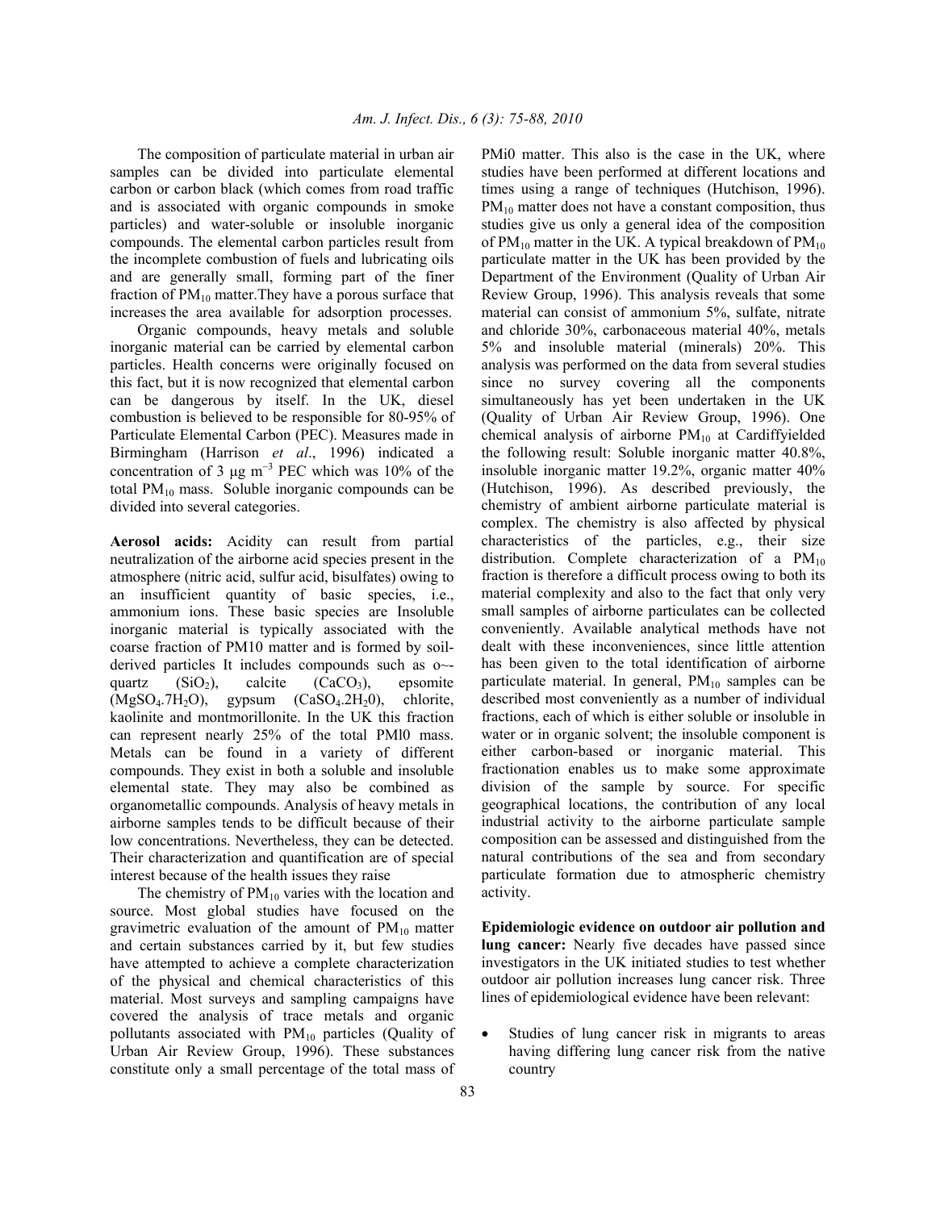The composition of particulate material in urban air samples can be divided into particulate elemental carbon or carbon black (which comes from road traffic and is associated with organic compounds in smoke particles) and water-soluble or insoluble inorganic compounds. The elemental carbon particles result from the incomplete combustion of fuels and lubricating oils and are generally small, forming part of the finer fraction of $PM_{10}$ matter.They have a porous surface that increases the area available for adsorption processes.

Organic compounds, heavy metals and soluble inorganic material can be carried by elemental carbon particles. Health concerns were originally focused on this fact, but it is now recognized that elemental carbon can be dangerous by itself. In the UK, diesel combustion is believed to be responsible for 80-95% of Particulate Elemental Carbon (PEC). Measures made in Birmingham (Harrison *et al*., 1996) indicated a concentration of 3 $\mu g\ m^{-3}$ PEC which was 10% of the total $PM_{10}$ mass. Soluble inorganic compounds can be divided into several categories.

**Aerosol acids:** Acidity can result from partial neutralization of the airborne acid species present in the atmosphere (nitric acid, sulfur acid, bisulfates) owing to an insufficient quantity of basic species, i.e., ammonium ions. These basic species are Insoluble inorganic material is typically associated with the coarse fraction of PM10 matter and is formed by soil-derived particles It includes compounds such as o~-quartz ($SiO_2$), calcite ($CaCO_3$), epsomite ($MgSO_4.7H_2O$), gypsum ($CaSO_4.2H_20$), chlorite, kaolinite and montmorillonite. In the UK this fraction can represent nearly 25% of the total PMl0 mass. Metals can be found in a variety of different compounds. They exist in both a soluble and insoluble elemental state. They may also be combined as organometallic compounds. Analysis of heavy metals in airborne samples tends to be difficult because of their low concentrations. Nevertheless, they can be detected. Their characterization and quantification are of special interest because of the health issues they raise

The chemistry of $PM_{10}$ varies with the location and source. Most global studies have focused on the gravimetric evaluation of the amount of $PM_{10}$ matter and certain substances carried by it, but few studies have attempted to achieve a complete characterization of the physical and chemical characteristics of this material. Most surveys and sampling campaigns have covered the analysis of trace metals and organic pollutants associated with $PM_{10}$ particles (Quality of Urban Air Review Group, 1996). These substances constitute only a small percentage of the total mass of PMi0 matter. This also is the case in the UK, where studies have been performed at different locations and times using a range of techniques (Hutchison, 1996). $PM_{10}$ matter does not have a constant composition, thus studies give us only a general idea of the composition of $PM_{10}$ matter in the UK. A typical breakdown of $PM_{10}$ particulate matter in the UK has been provided by the Department of the Environment (Quality of Urban Air Review Group, 1996). This analysis reveals that some material can consist of ammonium 5%, sulfate, nitrate and chloride 30%, carbonaceous material 40%, metals 5% and insoluble material (minerals) 20%. This analysis was performed on the data from several studies since no survey covering all the components simultaneously has yet been undertaken in the UK (Quality of Urban Air Review Group, 1996). One chemical analysis of airborne $PM_{10}$ at Cardiffyielded the following result: Soluble inorganic matter 40.8%, insoluble inorganic matter 19.2%, organic matter 40% (Hutchison, 1996). As described previously, the chemistry of ambient airborne particulate material is complex. The chemistry is also affected by physical characteristics of the particles, e.g., their size distribution. Complete characterization of a $PM_{10}$ fraction is therefore a difficult process owing to both its material complexity and also to the fact that only very small samples of airborne particulates can be collected conveniently. Available analytical methods have not dealt with these inconveniences, since little attention has been given to the total identification of airborne particulate material. In general, $PM_{10}$ samples can be described most conveniently as a number of individual fractions, each of which is either soluble or insoluble in water or in organic solvent; the insoluble component is either carbon-based or inorganic material. This fractionation enables us to make some approximate division of the sample by source. For specific geographical locations, the contribution of any local industrial activity to the airborne particulate sample composition can be assessed and distinguished from the natural contributions of the sea and from secondary particulate formation due to atmospheric chemistry activity.

**Epidemiologic evidence on outdoor air pollution and lung cancer:** Nearly five decades have passed since investigators in the UK initiated studies to test whether outdoor air pollution increases lung cancer risk. Three lines of epidemiological evidence have been relevant:

- Studies of lung cancer risk in migrants to areas having differing lung cancer risk from the native country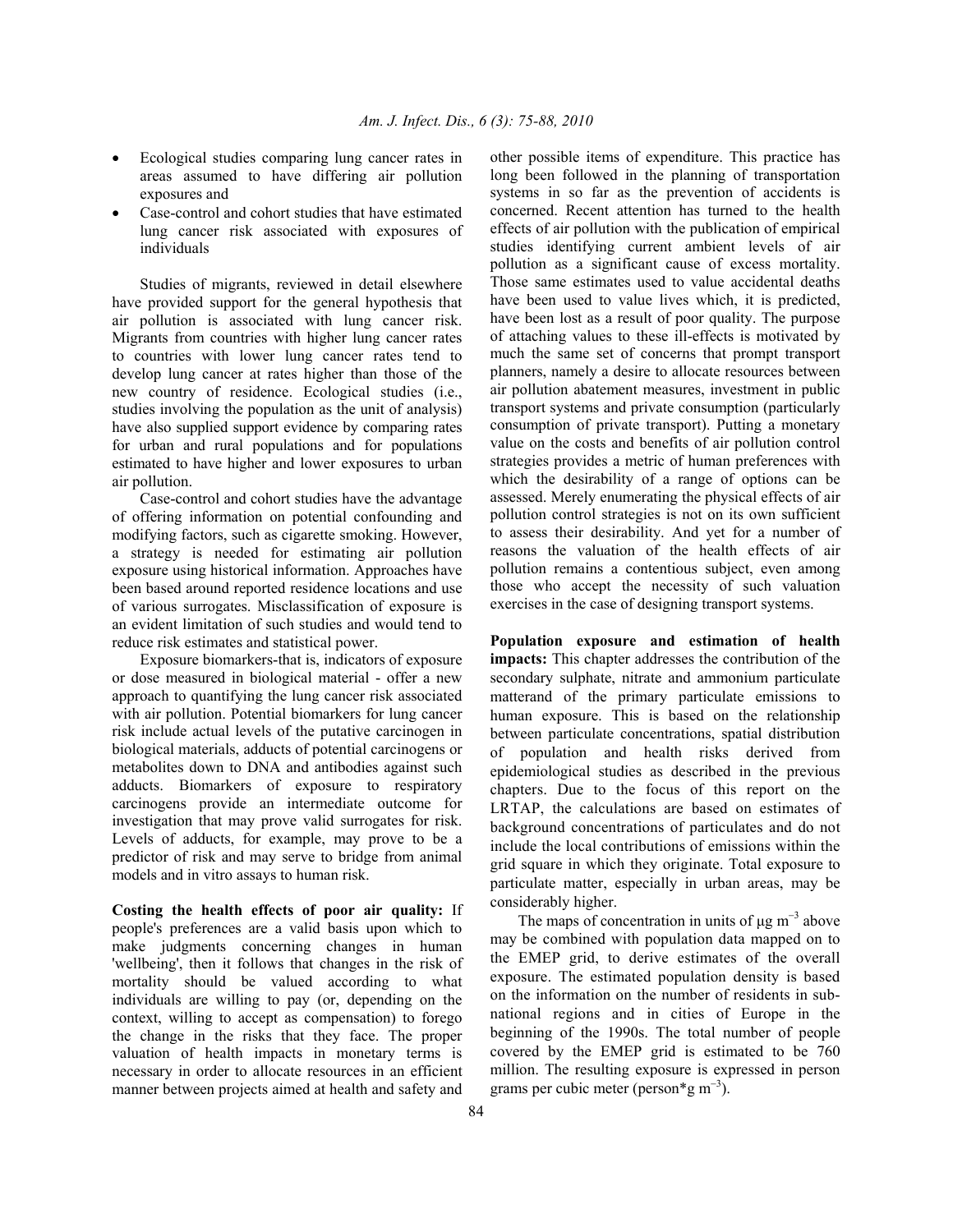- Ecological studies comparing lung cancer rates in areas assumed to have differing air pollution exposures and
- Case-control and cohort studies that have estimated lung cancer risk associated with exposures of individuals

Studies of migrants, reviewed in detail elsewhere have provided support for the general hypothesis that air pollution is associated with lung cancer risk. Migrants from countries with higher lung cancer rates to countries with lower lung cancer rates tend to develop lung cancer at rates higher than those of the new country of residence. Ecological studies (i.e., studies involving the population as the unit of analysis) have also supplied support evidence by comparing rates for urban and rural populations and for populations estimated to have higher and lower exposures to urban air pollution.

Case-control and cohort studies have the advantage of offering information on potential confounding and modifying factors, such as cigarette smoking. However, a strategy is needed for estimating air pollution exposure using historical information. Approaches have been based around reported residence locations and use of various surrogates. Misclassification of exposure is an evident limitation of such studies and would tend to reduce risk estimates and statistical power.

Exposure biomarkers-that is, indicators of exposure or dose measured in biological material - offer a new approach to quantifying the lung cancer risk associated with air pollution. Potential biomarkers for lung cancer risk include actual levels of the putative carcinogen in biological materials, adducts of potential carcinogens or metabolites down to DNA and antibodies against such adducts. Biomarkers of exposure to respiratory carcinogens provide an intermediate outcome for investigation that may prove valid surrogates for risk. Levels of adducts, for example, may prove to be a predictor of risk and may serve to bridge from animal models and in vitro assays to human risk.

**Costing the health effects of poor air quality:** If people's preferences are a valid basis upon which to make judgments concerning changes in human 'wellbeing', then it follows that changes in the risk of mortality should be valued according to what individuals are willing to pay (or, depending on the context, willing to accept as compensation) to forego the change in the risks that they face. The proper valuation of health impacts in monetary terms is necessary in order to allocate resources in an efficient manner between projects aimed at health and safety and other possible items of expenditure. This practice has long been followed in the planning of transportation systems in so far as the prevention of accidents is concerned. Recent attention has turned to the health effects of air pollution with the publication of empirical studies identifying current ambient levels of air pollution as a significant cause of excess mortality. Those same estimates used to value accidental deaths have been used to value lives which, it is predicted, have been lost as a result of poor quality. The purpose of attaching values to these ill-effects is motivated by much the same set of concerns that prompt transport planners, namely a desire to allocate resources between air pollution abatement measures, investment in public transport systems and private consumption (particularly consumption of private transport). Putting a monetary value on the costs and benefits of air pollution control strategies provides a metric of human preferences with which the desirability of a range of options can be assessed. Merely enumerating the physical effects of air pollution control strategies is not on its own sufficient to assess their desirability. And yet for a number of reasons the valuation of the health effects of air pollution remains a contentious subject, even among those who accept the necessity of such valuation exercises in the case of designing transport systems.

**Population exposure and estimation of health impacts:** This chapter addresses the contribution of the secondary sulphate, nitrate and ammonium particulate matterand of the primary particulate emissions to human exposure. This is based on the relationship between particulate concentrations, spatial distribution of population and health risks derived from epidemiological studies as described in the previous chapters. Due to the focus of this report on the LRTAP, the calculations are based on estimates of background concentrations of particulates and do not include the local contributions of emissions within the grid square in which they originate. Total exposure to particulate matter, especially in urban areas, may be considerably higher.

The maps of concentration in units of $\mu g\ m^{-3}$ above may be combined with population data mapped on to the EMEP grid, to derive estimates of the overall exposure. The estimated population density is based on the information on the number of residents in sub-national regions and in cities of Europe in the beginning of the 1990s. The total number of people covered by the EMEP grid is estimated to be 760 million. The resulting exposure is expressed in person grams per cubic meter (person*g $m^{-3}$).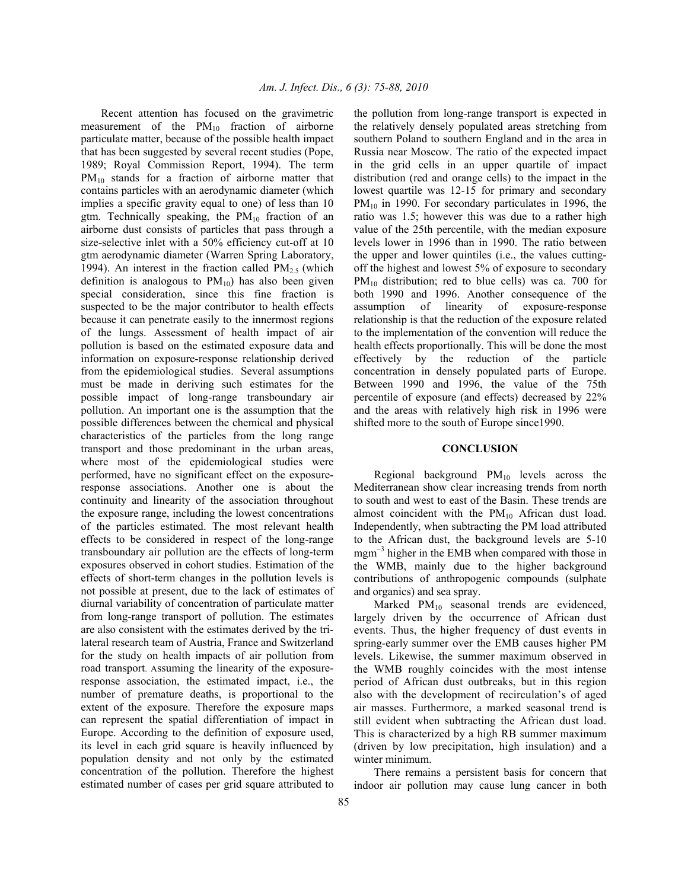Recent attention has focused on the gravimetric measurement of the $PM_{10}$ fraction of airborne particulate matter, because of the possible health impact that has been suggested by several recent studies (Pope, 1989; Royal Commission Report, 1994). The term $PM_{10}$ stands for a fraction of airborne matter that contains particles with an aerodynamic diameter (which implies a specific gravity equal to one) of less than 10 gtm. Technically speaking, the $PM_{10}$ fraction of an airborne dust consists of particles that pass through a size-selective inlet with a 50% efficiency cut-off at 10 gtm aerodynamic diameter (Warren Spring Laboratory, 1994). An interest in the fraction called $PM_{2.5}$ (which definition is analogous to $PM_{10}$) has also been given special consideration, since this fine fraction is suspected to be the major contributor to health effects because it can penetrate easily to the innermost regions of the lungs. Assessment of health impact of air pollution is based on the estimated exposure data and information on exposure-response relationship derived from the epidemiological studies. Several assumptions must be made in deriving such estimates for the possible impact of long-range transboundary air pollution. An important one is the assumption that the possible differences between the chemical and physical characteristics of the particles from the long range transport and those predominant in the urban areas, where most of the epidemiological studies were performed, have no significant effect on the exposure-response associations. Another one is about the continuity and linearity of the association throughout the exposure range, including the lowest concentrations of the particles estimated. The most relevant health effects to be considered in respect of the long-range transboundary air pollution are the effects of long-term exposures observed in cohort studies. Estimation of the effects of short-term changes in the pollution levels is not possible at present, due to the lack of estimates of diurnal variability of concentration of particulate matter from long-range transport of pollution. The estimates are also consistent with the estimates derived by the tri-lateral research team of Austria, France and Switzerland for the study on health impacts of air pollution from road transport. Assuming the linearity of the exposure-response association, the estimated impact, i.e., the number of premature deaths, is proportional to the extent of the exposure. Therefore the exposure maps can represent the spatial differentiation of impact in Europe. According to the definition of exposure used, its level in each grid square is heavily influenced by population density and not only by the estimated concentration of the pollution. Therefore the highest estimated number of cases per grid square attributed to the pollution from long-range transport is expected in the relatively densely populated areas stretching from southern Poland to southern England and in the area in Russia near Moscow. The ratio of the expected impact in the grid cells in an upper quartile of impact distribution (red and orange cells) to the impact in the lowest quartile was 12-15 for primary and secondary $PM_{10}$ in 1990. For secondary particulates in 1996, the ratio was 1.5; however this was due to a rather high value of the 25th percentile, with the median exposure levels lower in 1996 than in 1990. The ratio between the upper and lower quintiles (i.e., the values cutting-off the highest and lowest 5% of exposure to secondary $PM_{10}$ distribution; red to blue cells) was ca. 700 for both 1990 and 1996. Another consequence of the assumption of linearity of exposure-response relationship is that the reduction of the exposure related to the implementation of the convention will reduce the health effects proportionally. This will be done the most effectively by the reduction of the particle concentration in densely populated parts of Europe. Between 1990 and 1996, the value of the 75th percentile of exposure (and effects) decreased by 22% and the areas with relatively high risk in 1996 were shifted more to the south of Europe since1990.

## CONCLUSION

Regional background $PM_{10}$ levels across the Mediterranean show clear increasing trends from north to south and west to east of the Basin. These trends are almost coincident with the $PM_{10}$ African dust load. Independently, when subtracting the PM load attributed to the African dust, the background levels are 5-10 $mgm^{-3}$ higher in the EMB when compared with those in the WMB, mainly due to the higher background contributions of anthropogenic compounds (sulphate and organics) and sea spray.

Marked $PM_{10}$ seasonal trends are evidenced, largely driven by the occurrence of African dust events. Thus, the higher frequency of dust events in spring-early summer over the EMB causes higher PM levels. Likewise, the summer maximum observed in the WMB roughly coincides with the most intense period of African dust outbreaks, but in this region also with the development of recirculation's of aged air masses. Furthermore, a marked seasonal trend is still evident when subtracting the African dust load. This is characterized by a high RB summer maximum (driven by low precipitation, high insulation) and a winter minimum.

There remains a persistent basis for concern that indoor air pollution may cause lung cancer in both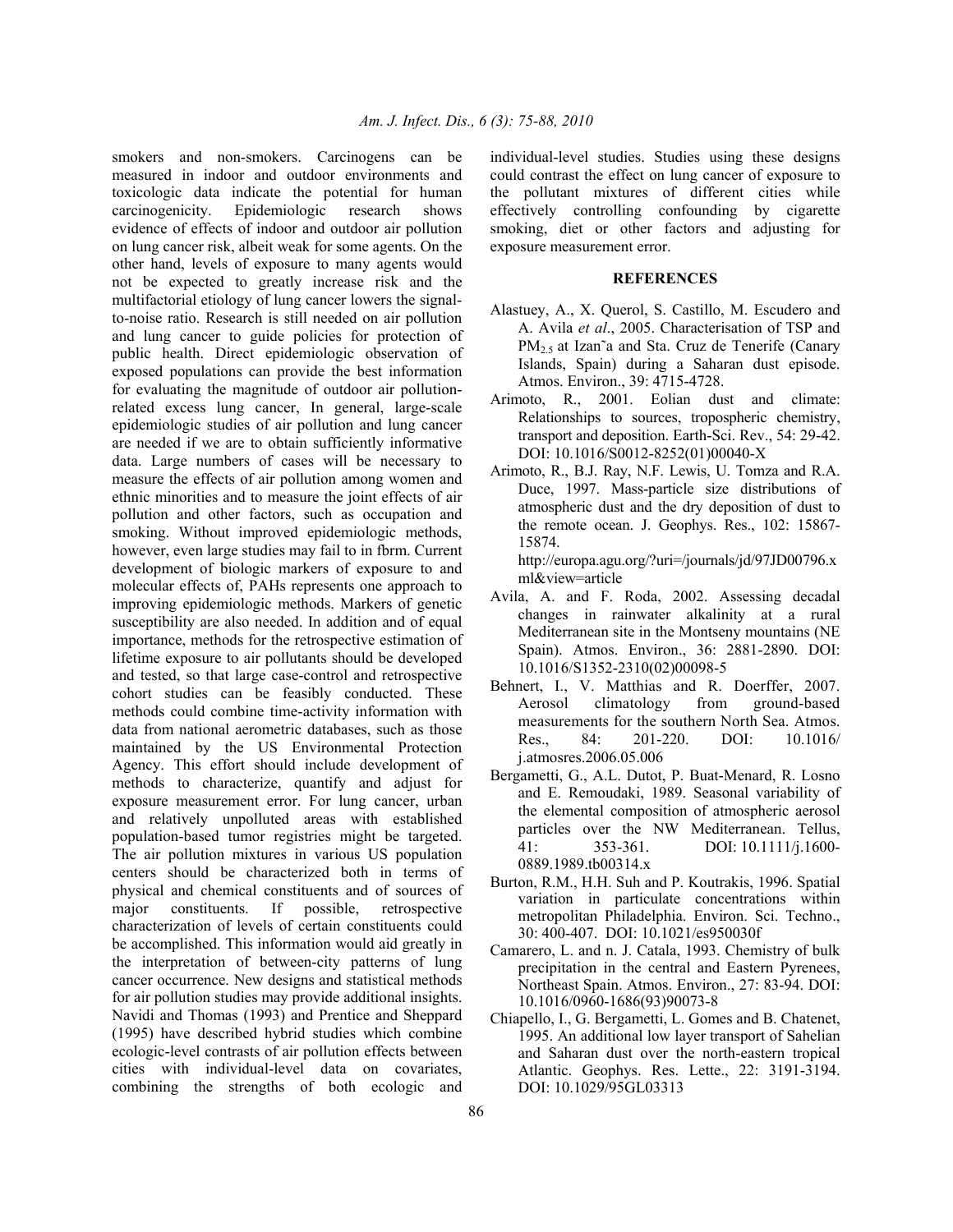smokers and non-smokers. Carcinogens can be measured in indoor and outdoor environments and toxicologic data indicate the potential for human carcinogenicity. Epidemiologic research shows evidence of effects of indoor and outdoor air pollution on lung cancer risk, albeit weak for some agents. On the other hand, levels of exposure to many agents would not be expected to greatly increase risk and the multifactorial etiology of lung cancer lowers the signal-to-noise ratio. Research is still needed on air pollution and lung cancer to guide policies for protection of public health. Direct epidemiologic observation of exposed populations can provide the best information for evaluating the magnitude of outdoor air pollution-related excess lung cancer, In general, large-scale epidemiologic studies of air pollution and lung cancer are needed if we are to obtain sufficiently informative data. Large numbers of cases will be necessary to measure the effects of air pollution among women and ethnic minorities and to measure the joint effects of air pollution and other factors, such as occupation and smoking. Without improved epidemiologic methods, however, even large studies may fail to in fbrm. Current development of biologic markers of exposure to and molecular effects of, PAHs represents one approach to improving epidemiologic methods. Markers of genetic susceptibility are also needed. In addition and of equal importance, methods for the retrospective estimation of lifetime exposure to air pollutants should be developed and tested, so that large case-control and retrospective cohort studies can be feasibly conducted. These methods could combine time-activity information with data from national aerometric databases, such as those maintained by the US Environmental Protection Agency. This effort should include development of methods to characterize, quantify and adjust for exposure measurement error. For lung cancer, urban and relatively unpolluted areas with established population-based tumor registries might be targeted. The air pollution mixtures in various US population centers should be characterized both in terms of physical and chemical constituents and of sources of major constituents. If possible, retrospective characterization of levels of certain constituents could be accomplished. This information would aid greatly in the interpretation of between-city patterns of lung cancer occurrence. New designs and statistical methods for air pollution studies may provide additional insights. Navidi and Thomas (1993) and Prentice and Sheppard (1995) have described hybrid studies which combine ecologic-level contrasts of air pollution effects between cities with individual-level data on covariates, combining the strengths of both ecologic and individual-level studies. Studies using these designs could contrast the effect on lung cancer of exposure to the pollutant mixtures of different cities while effectively controlling confounding by cigarette smoking, diet or other factors and adjusting for exposure measurement error.

## REFERENCES

Alastuey, A., X. Querol, S. Castillo, M. Escudero and A. Avila *et al*., 2005. Characterisation of TSP and $PM_{2.5}$ at Izan˜a and Sta. Cruz de Tenerife (Canary Islands, Spain) during a Saharan dust episode. Atmos. Environ., 39: 4715-4728.

Arimoto, R., 2001. Eolian dust and climate: Relationships to sources, tropospheric chemistry, transport and deposition. Earth-Sci. Rev., 54: 29-42. DOI: 10.1016/S0012-8252(01)00040-X

Arimoto, R., B.J. Ray, N.F. Lewis, U. Tomza and R.A. Duce, 1997. Mass-particle size distributions of atmospheric dust and the dry deposition of dust to the remote ocean. J. Geophys. Res., 102: 15867-15874. http://europa.agu.org/?uri=/journals/jd/97JD00796.xml&view=article

Avila, A. and F. Roda, 2002. Assessing decadal changes in rainwater alkalinity at a rural Mediterranean site in the Montseny mountains (NE Spain). Atmos. Environ., 36: 2881-2890. DOI: 10.1016/S1352-2310(02)00098-5

Behnert, I., V. Matthias and R. Doerffer, 2007. Aerosol climatology from ground-based measurements for the southern North Sea. Atmos. Res., 84: 201-220. DOI: 10.1016/j.atmosres.2006.05.006

Bergametti, G., A.L. Dutot, P. Buat-Menard, R. Losno and E. Remoudaki, 1989. Seasonal variability of the elemental composition of atmospheric aerosol particles over the NW Mediterranean. Tellus, 41: 353-361. DOI: 10.1111/j.1600-0889.1989.tb00314.x

Burton, R.M., H.H. Suh and P. Koutrakis, 1996. Spatial variation in particulate concentrations within metropolitan Philadelphia. Environ. Sci. Techno., 30: 400-407. DOI: 10.1021/es950030f

Camarero, L. and n. J. Catala, 1993. Chemistry of bulk precipitation in the central and Eastern Pyrenees, Northeast Spain. Atmos. Environ., 27: 83-94. DOI: 10.1016/0960-1686(93)90073-8

Chiapello, I., G. Bergametti, L. Gomes and B. Chatenet, 1995. An additional low layer transport of Sahelian and Saharan dust over the north-eastern tropical Atlantic. Geophys. Res. Lette., 22: 3191-3194. DOI: 10.1029/95GL03313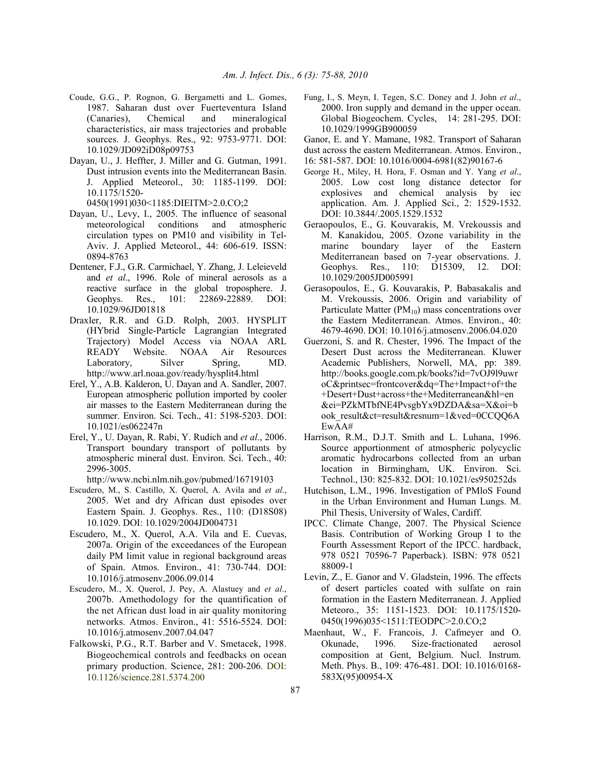Coude, G.G., P. Rognon, G. Bergametti and L. Gomes, 1987. Saharan dust over Fuerteventura Island (Canaries), Chemical and mineralogical characteristics, air mass trajectories and probable sources. J. Geophys. Res., 92: 9753-9771. DOI: 10.1029/JD092iD08p09753

Dayan, U., J. Heffter, J. Miller and G. Gutman, 1991. Dust intrusion events into the Mediterranean Basin. J. Applied Meteorol., 30: 1185-1199. DOI: 10.1175/1520-0450(1991)030<1185:DIEITM>2.0.CO;2

Dayan, U., Levy, I., 2005. The influence of seasonal meteorological conditions and atmospheric circulation types on PM10 and visibility in Tel-Aviv. J. Applied Meteorol., 44: 606-619. ISSN: 0894-8763

Dentener, F.J., G.R. Carmichael, Y. Zhang, J. Leleieveld and *et al*., 1996. Role of mineral aerosols as a reactive surface in the global troposphere. J. Geophys. Res., 101: 22869-22889. DOI: 10.1029/96JD01818

Draxler, R.R. and G.D. Rolph, 2003. HYSPLIT (HYbrid Single-Particle Lagrangian Integrated Trajectory) Model Access via NOAA ARL READY Website. NOAA Air Resources Laboratory, Silver Spring, MD. http://www.arl.noaa.gov/ready/hysplit4.html

Erel, Y., A.B. Kalderon, U. Dayan and A. Sandler, 2007. European atmospheric pollution imported by cooler air masses to the Eastern Mediterranean during the summer. Environ. Sci. Tech., 41: 5198-5203. DOI: 10.1021/es062247n

Erel, Y., U. Dayan, R. Rabi, Y. Rudich and *et al*., 2006. Transport boundary transport of pollutants by atmospheric mineral dust. Environ. Sci. Tech., 40: 2996-3005. http://www.ncbi.nlm.nih.gov/pubmed/16719103

Escudero, M., S. Castillo, X. Querol, A. Avila and *et al*., 2005. Wet and dry African dust episodes over Eastern Spain. J. Geophys. Res., 110: (D18S08) 10.1029. DOI: 10.1029/2004JD004731

Escudero, M., X. Querol, A.A. Vila and E. Cuevas, 2007a. Origin of the exceedances of the European daily PM limit value in regional background areas of Spain. Atmos. Environ., 41: 730-744. DOI: 10.1016/j.atmosenv.2006.09.014

Escudero, M., X. Querol, J. Pey, A. Alastuey and *et al*., 2007b. Amethodology for the quantification of the net African dust load in air quality monitoring networks. Atmos. Environ., 41: 5516-5524. DOI: 10.1016/j.atmosenv.2007.04.047

Falkowski, P.G., R.T. Barber and V. Smetacek, 1998. Biogeochemical controls and feedbacks on ocean primary production. Science, 281: 200-206. DOI: 10.1126/science.281.5374.200

Fung, I., S. Meyn, I. Tegen, S.C. Doney and J. John *et al*., 2000. Iron supply and demand in the upper ocean. Global Biogeochem. Cycles, 14: 281-295. DOI: 10.1029/1999GB900059

Ganor, E. and Y. Mamane, 1982. Transport of Saharan dust across the eastern Mediterranean. Atmos. Environ., 16: 581-587. DOI: 10.1016/0004-6981(82)90167-6

George H., Miley, H. Hora, F. Osman and Y. Yang *et al*., 2005. Low cost long distance detector for explosives and chemical analysis by iec application. Am. J. Applied Sci., 2: 1529-1532. DOI: 10.3844/.2005.1529.1532

Geraopoulos, E., G. Kouvarakis, M. Vrekoussis and M. Kanakidou, 2005. Ozone variability in the marine boundary layer of the Eastern Mediterranean based on 7-year observations. J. Geophys. Res., 110: D15309, 12. DOI: 10.1029/2005JD005991

Gerasopoulos, E., G. Kouvarakis, P. Babasakalis and M. Vrekoussis, 2006. Origin and variability of Particulate Matter ($PM_{10}$) mass concentrations over the Eastern Mediterranean. Atmos. Environ., 40: 4679-4690. DOI: 10.1016/j.atmosenv.2006.04.020

Guerzoni, S. and R. Chester, 1996. The Impact of the Desert Dust across the Mediterranean. Kluwer Academic Publishers, Norwell, MA, pp: 389. http://books.google.com.pk/books?id=7vOJ9l9uwroC&printsec=frontcover&dq=The+Impact+of+the+Desert+Dust+across+the+Mediterranean&hl=en&ei=PZkMTbfNE4PvsgbYx9DZDA&sa=X&oi=book_result&ct=result&resnum=1&ved=0CCQQ6AEwAA#

Harrison, R.M., D.J.T. Smith and L. Luhana, 1996. Source apportionment of atmospheric polycyclic aromatic hydrocarbons collected from an urban location in Birmingham, UK. Environ. Sci. Technol., l30: 825-832. DOI: 10.1021/es950252ds

Hutchison, L.M., 1996. Investigation of PMloS Found in the Urban Environment and Human Lungs. M. Phil Thesis, University of Wales, Cardiff.

IPCC. Climate Change, 2007. The Physical Science Basis. Contribution of Working Group I to the Fourth Assessment Report of the IPCC. hardback, 978 0521 70596-7 Paperback). ISBN: 978 0521 88009-1

Levin, Z., E. Ganor and V. Gladstein, 1996. The effects of desert particles coated with sulfate on rain formation in the Eastern Mediterranean. J. Applied Meteoro., 35: 1151-1523. DOI: 10.1175/1520-0450(1996)035<1511:TEODPC>2.0.CO;2

Maenhaut, W., F. Francois, J. Cafmeyer and O. Okunade, 1996. Size-fractionated aerosol composition at Gent, Belgium. Nucl. Instrum. Meth. Phys. B., 109: 476-481. DOI: 10.1016/0168-583X(95)00954-X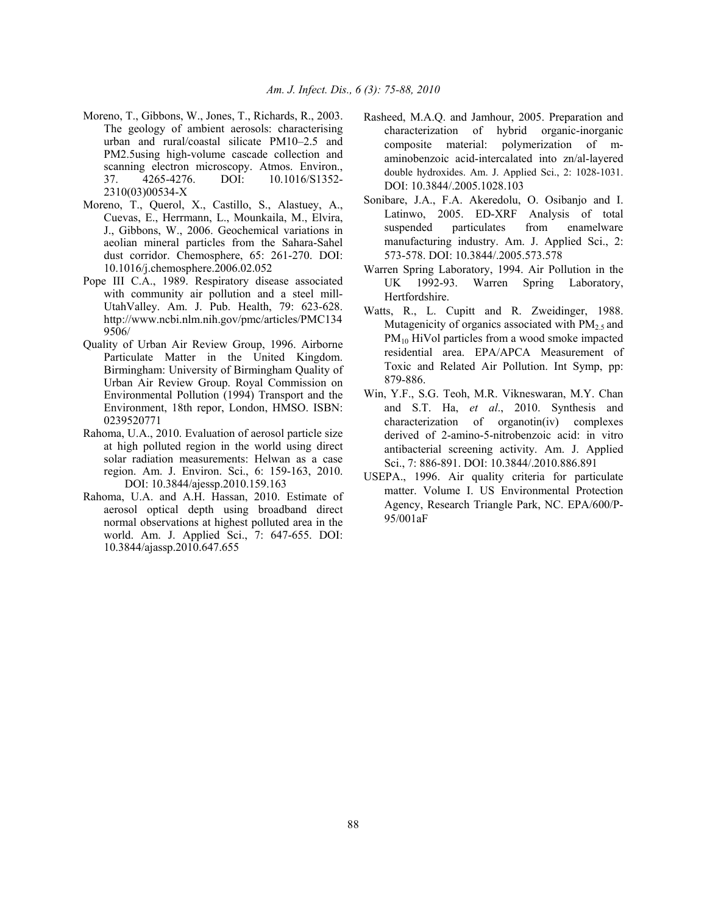Moreno, T., Gibbons, W., Jones, T., Richards, R., 2003. The geology of ambient aerosols: characterising urban and rural/coastal silicate PM10–2.5 and PM2.5using high-volume cascade collection and scanning electron microscopy. Atmos. Environ., 37. 4265-4276. DOI: 10.1016/S1352-2310(03)00534-X

Moreno, T., Querol, X., Castillo, S., Alastuey, A., Cuevas, E., Herrmann, L., Mounkaila, M., Elvira, J., Gibbons, W., 2006. Geochemical variations in aeolian mineral particles from the Sahara-Sahel dust corridor. Chemosphere, 65: 261-270. DOI: 10.1016/j.chemosphere.2006.02.052

Pope III C.A., 1989. Respiratory disease associated with community air pollution and a steel mill-UtahValley. Am. J. Pub. Health, 79: 623-628. http://www.ncbi.nlm.nih.gov/pmc/articles/PMC1349506/

Quality of Urban Air Review Group, 1996. Airborne Particulate Matter in the United Kingdom. Birmingham: University of Birmingham Quality of Urban Air Review Group. Royal Commission on Environmental Pollution (1994) Transport and the Environment, 18th repor, London, HMSO. ISBN: 0239520771

Rahoma, U.A., 2010. Evaluation of aerosol particle size at high polluted region in the world using direct solar radiation measurements: Helwan as a case region. Am. J. Environ. Sci., 6: 159-163, 2010. DOI: 10.3844/ajessp.2010.159.163

Rahoma, U.A. and A.H. Hassan, 2010. Estimate of aerosol optical depth using broadband direct normal observations at highest polluted area in the world. Am. J. Applied Sci., 7: 647-655. DOI: 10.3844/ajassp.2010.647.655

Rasheed, M.A.Q. and Jamhour, 2005. Preparation and characterization of hybrid organic-inorganic composite material: polymerization of m-aminobenzoic acid-intercalated into zn/al-layered double hydroxides. Am. J. Applied Sci., 2: 1028-1031. DOI: 10.3844/.2005.1028.103

Sonibare, J.A., F.A. Akeredolu, O. Osibanjo and I. Latinwo, 2005. ED-XRF Analysis of total suspended particulates from enamelware manufacturing industry. Am. J. Applied Sci., 2: 573-578. DOI: 10.3844/.2005.573.578

Warren Spring Laboratory, 1994. Air Pollution in the UK 1992-93. Warren Spring Laboratory, Hertfordshire.

Watts, R., L. Cupitt and R. Zweidinger, 1988. Mutagenicity of organics associated with $PM_{2.5}$ and $PM_{10}$ HiVol particles from a wood smoke impacted residential area. EPA/APCA Measurement of Toxic and Related Air Pollution. Int Symp, pp: 879-886.

Win, Y.F., S.G. Teoh, M.R. Vikneswaran, M.Y. Chan and S.T. Ha, *et al*., 2010. Synthesis and characterization of organotin(iv) complexes derived of 2-amino-5-nitrobenzoic acid: in vitro antibacterial screening activity. Am. J. Applied Sci., 7: 886-891. DOI: 10.3844/.2010.886.891

USEPA., 1996. Air quality criteria for particulate matter. Volume I. US Environmental Protection Agency, Research Triangle Park, NC. EPA/600/P-95/001aF